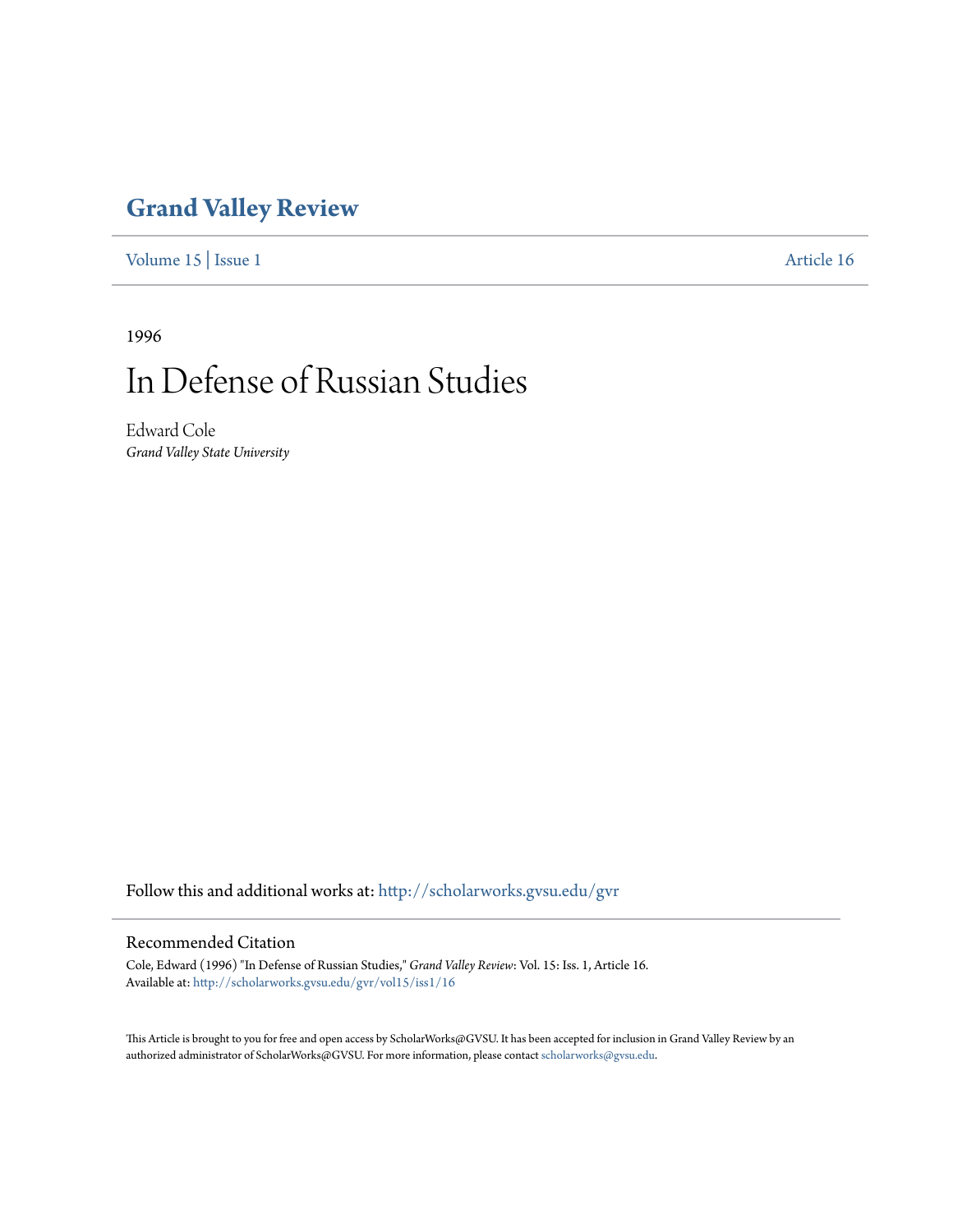# Grand Valley Review

Volume 15 | Issue 1 Article 16

1996

# In Defense of Russian Studies

Edward Cole
*Grand Valley State University*

Follow this and additional works at: http://scholarworks.gvsu.edu/gvr

## Recommended Citation

Cole, Edward (1996) "In Defense of Russian Studies," *Grand Valley Review*: Vol. 15: Iss. 1, Article 16.
Available at: http://scholarworks.gvsu.edu/gvr/vol15/iss1/16

This Article is brought to you for free and open access by ScholarWorks@GVSU. It has been accepted for inclusion in Grand Valley Review by an authorized administrator of ScholarWorks@GVSU. For more information, please contact scholarworks@gvsu.edu.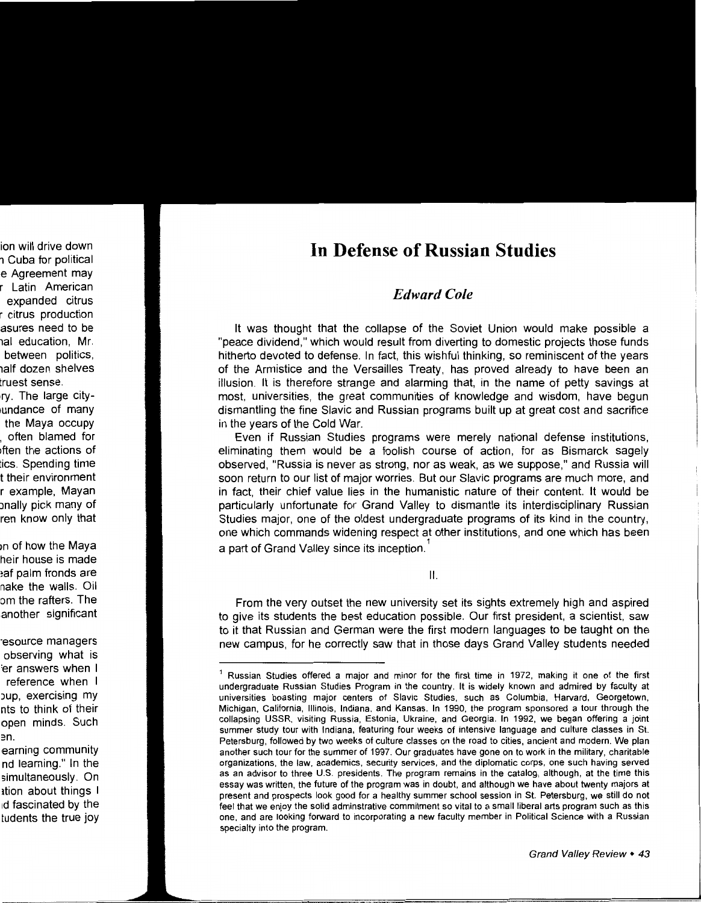# In Defense of Russian Studies

### *Edward Cole*

It was thought that the collapse of the Soviet Union would make possible a "peace dividend," which would result from diverting to domestic projects those funds hitherto devoted to defense. In fact, this wishful thinking, so reminiscent of the years of the Armistice and the Versailles Treaty, has proved already to have been an illusion. It is therefore strange and alarming that, in the name of petty savings at most, universities, the great communities of knowledge and wisdom, have begun dismantling the fine Slavic and Russian programs built up at great cost and sacrifice in the years of the Cold War.

Even if Russian Studies programs were merely national defense institutions, eliminating them would be a foolish course of action, for as Bismarck sagely observed, "Russia is never as strong, nor as weak, as we suppose," and Russia will soon return to our list of major worries. But our Slavic programs are much more, and in fact, their chief value lies in the humanistic nature of their content. It would be particularly unfortunate for Grand Valley to dismantle its interdisciplinary Russian Studies major, one of the oldest undergraduate programs of its kind in the country, one which commands widening respect at other institutions, and one which has been a part of Grand Valley since its inception.[1]

II.

From the very outset the new university set its sights extremely high and aspired to give its students the best education possible. Our first president, a scientist, saw to it that Russian and German were the first modern languages to be taught on the new campus, for he correctly saw that in those days Grand Valley students needed

---

[1] Russian Studies offered a major and minor for the first time in 1972, making it one of the first undergraduate Russian Studies Program in the country. It is widely known and admired by faculty at universities boasting major centers of Slavic Studies, such as Columbia, Harvard, Georgetown, Michigan, California, Illinois, Indiana, and Kansas. In 1990, the program sponsored a tour through the collapsing USSR, visiting Russia, Estonia, Ukraine, and Georgia. In 1992, we began offering a joint summer study tour with Indiana, featuring four weeks of intensive language and culture classes in St. Petersburg, followed by two weeks of culture classes on the road to cities, ancient and modern. We plan another such tour for the summer of 1997. Our graduates have gone on to work in the military, charitable organizations, the law, academics, security services, and the diplomatic corps, one such having served as an advisor to three U.S. presidents. The program remains in the catalog, although, at the time this essay was written, the future of the program was in doubt, and although we have about twenty majors at present and prospects look good for a healthy summer school session in St. Petersburg, we still do not feel that we enjoy the solid adminstrative commitment so vital to a small liberal arts program such as this one, and are looking forward to incorporating a new faculty member in Political Science with a Russian specialty into the program.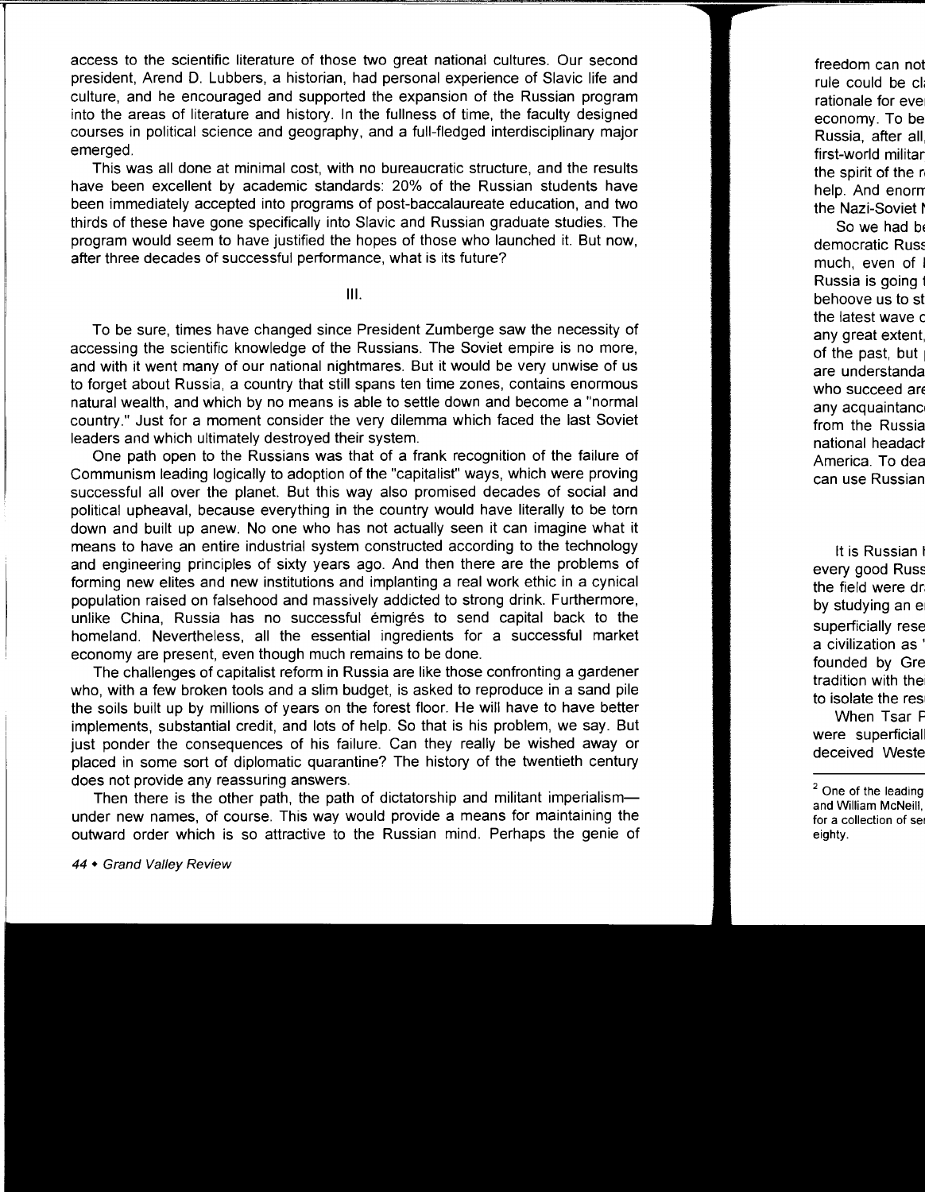access to the scientific literature of those two great national cultures. Our second president, Arend D. Lubbers, a historian, had personal experience of Slavic life and culture, and he encouraged and supported the expansion of the Russian program into the areas of literature and history. In the fullness of time, the faculty designed courses in political science and geography, and a full-fledged interdisciplinary major emerged.

This was all done at minimal cost, with no bureaucratic structure, and the results have been excellent by academic standards: 20% of the Russian students have been immediately accepted into programs of post-baccalaureate education, and two thirds of these have gone specifically into Slavic and Russian graduate studies. The program would seem to have justified the hopes of those who launched it. But now, after three decades of successful performance, what is its future?

## III.

To be sure, times have changed since President Zumberge saw the necessity of accessing the scientific knowledge of the Russians. The Soviet empire is no more, and with it went many of our national nightmares. But it would be very unwise of us to forget about Russia, a country that still spans ten time zones, contains enormous natural wealth, and which by no means is able to settle down and become a "normal country." Just for a moment consider the very dilemma which faced the last Soviet leaders and which ultimately destroyed their system.

One path open to the Russians was that of a frank recognition of the failure of Communism leading logically to adoption of the "capitalist" ways, which were proving successful all over the planet. But this way also promised decades of social and political upheaval, because everything in the country would have literally to be torn down and built up anew. No one who has not actually seen it can imagine what it means to have an entire industrial system constructed according to the technology and engineering principles of sixty years ago. And then there are the problems of forming new elites and new institutions and implanting a real work ethic in a cynical population raised on falsehood and massively addicted to strong drink. Furthermore, unlike China, Russia has no successful émigrés to send capital back to the homeland. Nevertheless, all the essential ingredients for a successful market economy are present, even though much remains to be done.

The challenges of capitalist reform in Russia are like those confronting a gardener who, with a few broken tools and a slim budget, is asked to reproduce in a sand pile the soils built up by millions of years on the forest floor. He will have to have better implements, substantial credit, and lots of help. So that is his problem, we say. But just ponder the consequences of his failure. Can they really be wished away or placed in some sort of diplomatic quarantine? The history of the twentieth century does not provide any reassuring answers.

Then there is the other path, the path of dictatorship and militant imperialism—under new names, of course. This way would provide a means for maintaining the outward order which is so attractive to the Russian mind. Perhaps the genie of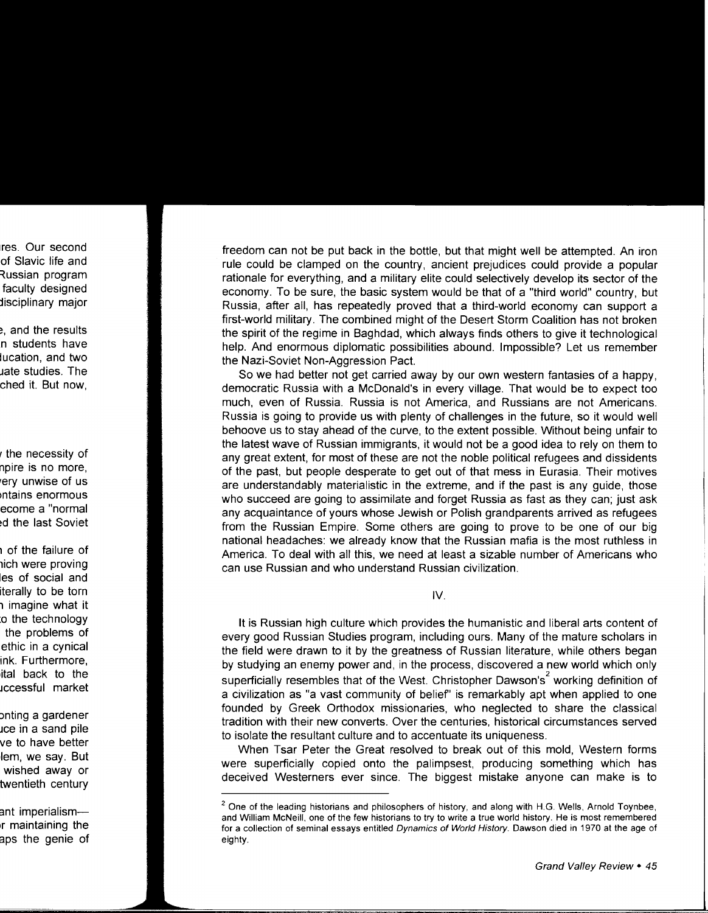freedom can not be put back in the bottle, but that might well be attempted. An iron rule could be clamped on the country, ancient prejudices could provide a popular rationale for everything, and a military elite could selectively develop its sector of the economy. To be sure, the basic system would be that of a "third world" country, but Russia, after all, has repeatedly proved that a third-world economy can support a first-world military. The combined might of the Desert Storm Coalition has not broken the spirit of the regime in Baghdad, which always finds others to give it technological help. And enormous diplomatic possibilities abound. Impossible? Let us remember the Nazi-Soviet Non-Aggression Pact.

So we had better not get carried away by our own western fantasies of a happy, democratic Russia with a McDonald's in every village. That would be to expect too much, even of Russia. Russia is not America, and Russians are not Americans. Russia is going to provide us with plenty of challenges in the future, so it would well behoove us to stay ahead of the curve, to the extent possible. Without being unfair to the latest wave of Russian immigrants, it would not be a good idea to rely on them to any great extent, for most of these are not the noble political refugees and dissidents of the past, but people desperate to get out of that mess in Eurasia. Their motives are understandably materialistic in the extreme, and if the past is any guide, those who succeed are going to assimilate and forget Russia as fast as they can; just ask any acquaintance of yours whose Jewish or Polish grandparents arrived as refugees from the Russian Empire. Some others are going to prove to be one of our big national headaches: we already know that the Russian mafia is the most ruthless in America. To deal with all this, we need at least a sizable number of Americans who can use Russian and who understand Russian civilization.

## IV.

It is Russian high culture which provides the humanistic and liberal arts content of every good Russian Studies program, including ours. Many of the mature scholars in the field were drawn to it by the greatness of Russian literature, while others began by studying an enemy power and, in the process, discovered a new world which only superficially resembles that of the West. Christopher Dawson's[2] working definition of a civilization as "a vast community of belief" is remarkably apt when applied to one founded by Greek Orthodox missionaries, who neglected to share the classical tradition with their new converts. Over the centuries, historical circumstances served to isolate the resultant culture and to accentuate its uniqueness.

When Tsar Peter the Great resolved to break out of this mold, Western forms were superficially copied onto the palimpsest, producing something which has deceived Westerners ever since. The biggest mistake anyone can make is to

[2] One of the leading historians and philosophers of history, and along with H.G. Wells, Arnold Toynbee, and William McNeill, one of the few historians to try to write a true world history. He is most remembered for a collection of seminal essays entitled *Dynamics of World History*. Dawson died in 1970 at the age of eighty.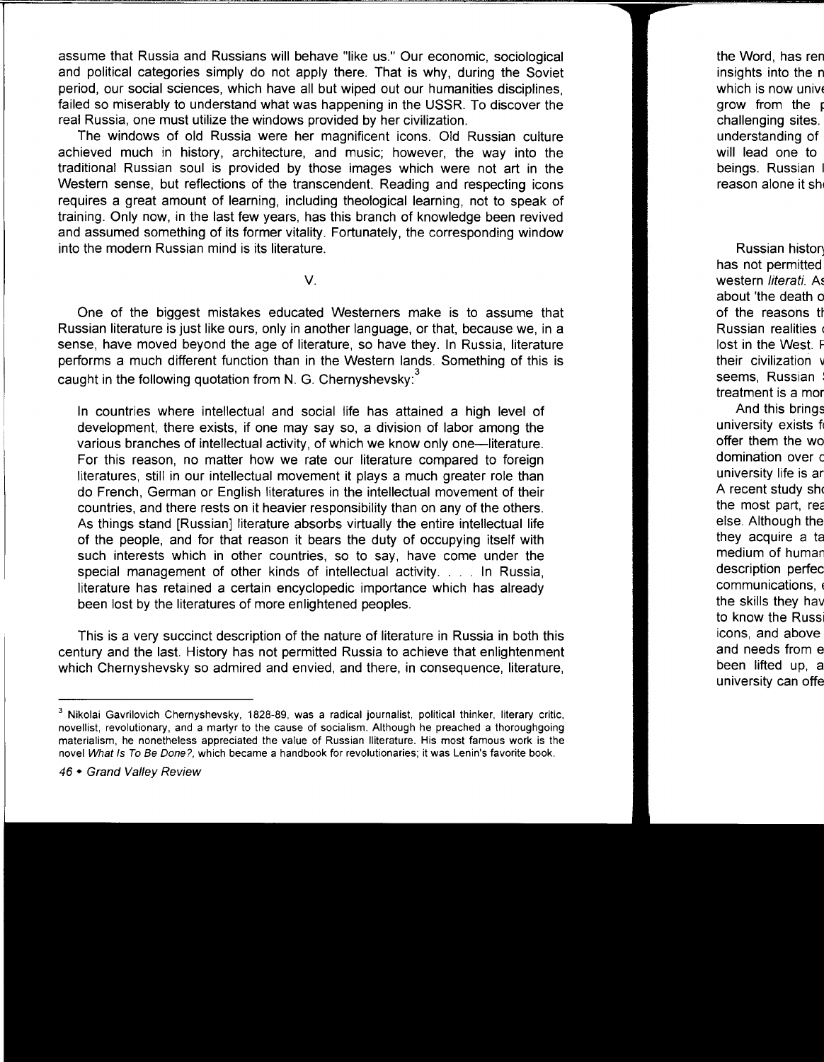assume that Russia and Russians will behave "like us." Our economic, sociological and political categories simply do not apply there. That is why, during the Soviet period, our social sciences, which have all but wiped out our humanities disciplines, failed so miserably to understand what was happening in the USSR. To discover the real Russia, one must utilize the windows provided by her civilization.

The windows of old Russia were her magnificent icons. Old Russian culture achieved much in history, architecture, and music; however, the way into the traditional Russian soul is provided by those images which were not art in the Western sense, but reflections of the transcendent. Reading and respecting icons requires a great amount of learning, including theological learning, not to speak of training. Only now, in the last few years, has this branch of knowledge been revived and assumed something of its former vitality. Fortunately, the corresponding window into the modern Russian mind is its literature.

## V.

One of the biggest mistakes educated Westerners make is to assume that Russian literature is just like ours, only in another language, or that, because we, in a sense, have moved beyond the age of literature, so have they. In Russia, literature performs a much different function than in the Western lands. Something of this is caught in the following quotation from N. G. Chernyshevsky:[3]

> In countries where intellectual and social life has attained a high level of development, there exists, if one may say so, a division of labor among the various branches of intellectual activity, of which we know only one—literature. For this reason, no matter how we rate our literature compared to foreign literatures, still in our intellectual movement it plays a much greater role than do French, German or English literatures in the intellectual movement of their countries, and there rests on it heavier responsibility than on any of the others. As things stand [Russian] literature absorbs virtually the entire intellectual life of the people, and for that reason it bears the duty of occupying itself with such interests which in other countries, so to say, have come under the special management of other kinds of intellectual activity. . . . In Russia, literature has retained a certain encyclopedic importance which has already been lost by the literatures of more enlightened peoples.

This is a very succinct description of the nature of literature in Russia in both this century and the last. History has not permitted Russia to achieve that enlightenment which Chernyshevsky so admired and envied, and there, in consequence, literature,

---

[3] Nikolai Gavrilovich Chernyshevsky, 1828-89, was a radical journalist, political thinker, literary critic, novellist, revolutionary, and a martyr to the cause of socialism. Although he preached a thoroughgoing materialism, he nonetheless appreciated the value of Russian lliterature. His most famous work is the novel *What Is To Be Done?*, which became a handbook for revolutionaries; it was Lenin's favorite book.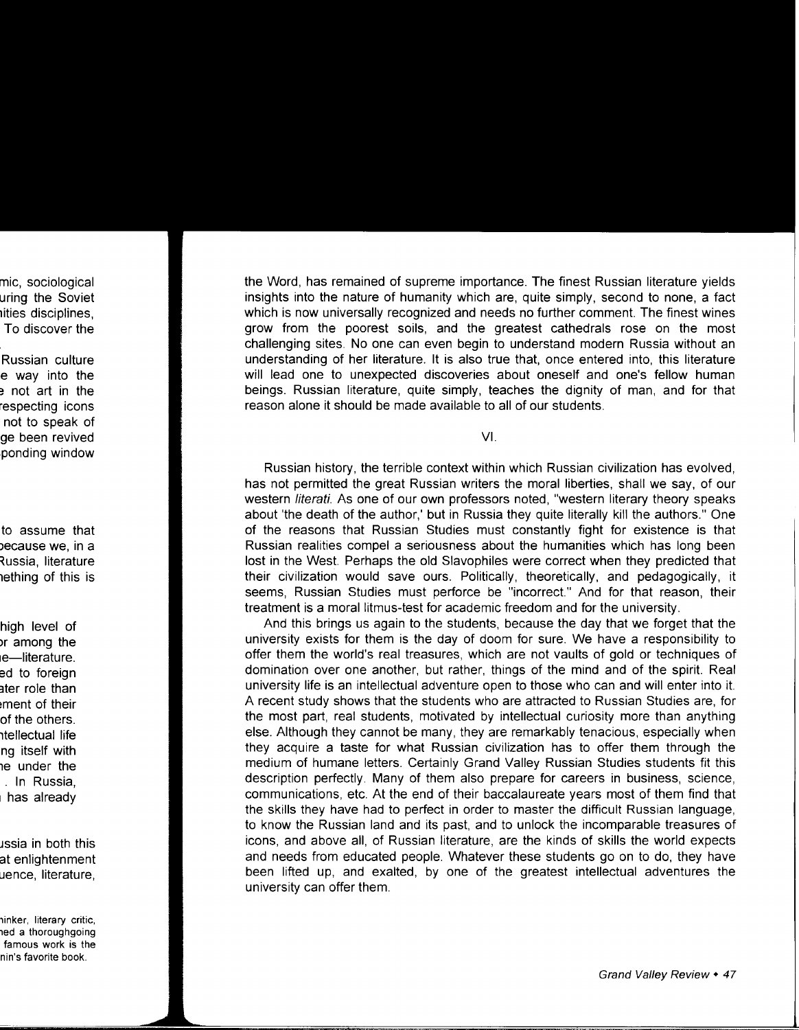the Word, has remained of supreme importance. The finest Russian literature yields insights into the nature of humanity which are, quite simply, second to none, a fact which is now universally recognized and needs no further comment. The finest wines grow from the poorest soils, and the greatest cathedrals rose on the most challenging sites. No one can even begin to understand modern Russia without an understanding of her literature. It is also true that, once entered into, this literature will lead one to unexpected discoveries about oneself and one's fellow human beings. Russian literature, quite simply, teaches the dignity of man, and for that reason alone it should be made available to all of our students.

## VI.

Russian history, the terrible context within which Russian civilization has evolved, has not permitted the great Russian writers the moral liberties, shall we say, of our western *literati*. As one of our own professors noted, "western literary theory speaks about 'the death of the author,' but in Russia they quite literally kill the authors." One of the reasons that Russian Studies must constantly fight for existence is that Russian realities compel a seriousness about the humanities which has long been lost in the West. Perhaps the old Slavophiles were correct when they predicted that their civilization would save ours. Politically, theoretically, and pedagogically, it seems, Russian Studies must perforce be "incorrect." And for that reason, their treatment is a moral litmus-test for academic freedom and for the university.

And this brings us again to the students, because the day that we forget that the university exists for them is the day of doom for sure. We have a responsibility to offer them the world's real treasures, which are not vaults of gold or techniques of domination over one another, but rather, things of the mind and of the spirit. Real university life is an intellectual adventure open to those who can and will enter into it. A recent study shows that the students who are attracted to Russian Studies are, for the most part, real students, motivated by intellectual curiosity more than anything else. Although they cannot be many, they are remarkably tenacious, especially when they acquire a taste for what Russian civilization has to offer them through the medium of humane letters. Certainly Grand Valley Russian Studies students fit this description perfectly. Many of them also prepare for careers in business, science, communications, etc. At the end of their baccalaureate years most of them find that the skills they have had to perfect in order to master the difficult Russian language, to know the Russian land and its past, and to unlock the incomparable treasures of icons, and above all, of Russian literature, are the kinds of skills the world expects and needs from educated people. Whatever these students go on to do, they have been lifted up, and exalted, by one of the greatest intellectual adventures the university can offer them.